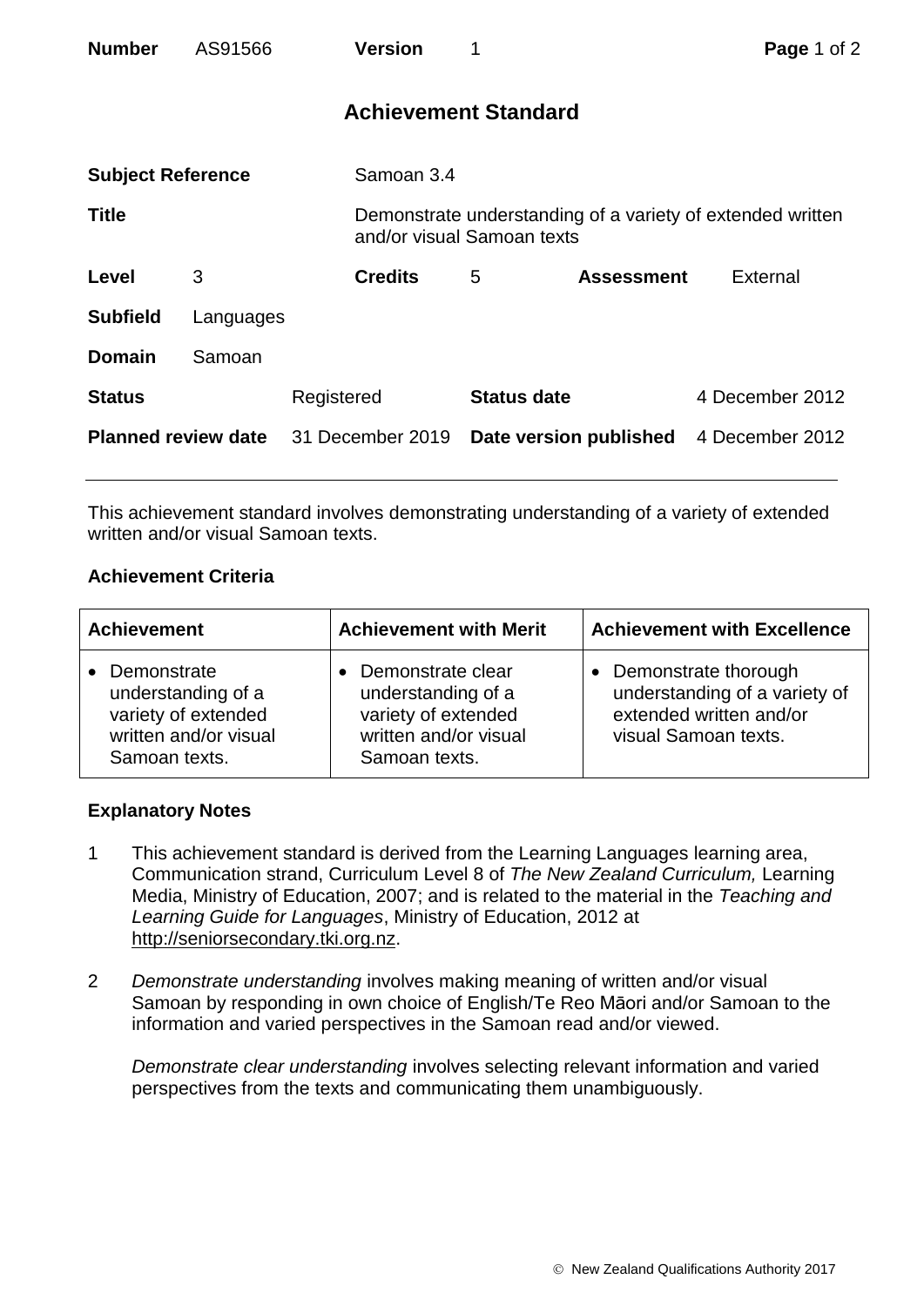| **Number** | AS91566 | **Version** | 1 |
|---|---|---|---|

## Achievement Standard

| | | | | | |
|---|---|---|---|---|---|
| **Subject Reference** | | Samoan 3.4 | | | |
| **Title** | | Demonstrate understanding of a variety of extended written and/or visual Samoan texts | | | |
| **Level** | 3 | **Credits** | 5 | **Assessment** | External |
| **Subfield** | Languages | | | | |
| **Domain** | Samoan | | | | |
| **Status** | | Registered | **Status date** | | 4 December 2012 |
| **Planned review date** | | 31 December 2019 | **Date version published** | | 4 December 2012 |

This achievement standard involves demonstrating understanding of a variety of extended written and/or visual Samoan texts.

### Achievement Criteria

| Achievement | Achievement with Merit | Achievement with Excellence |
|---|---|---|
| • Demonstrate understanding of a variety of extended written and/or visual Samoan texts. | • Demonstrate clear understanding of a variety of extended written and/or visual Samoan texts. | • Demonstrate thorough understanding of a variety of extended written and/or visual Samoan texts. |

### Explanatory Notes

1. This achievement standard is derived from the Learning Languages learning area, Communication strand, Curriculum Level 8 of *The New Zealand Curriculum,* Learning Media, Ministry of Education, 2007; and is related to the material in the *Teaching and Learning Guide for Languages*, Ministry of Education, 2012 at http://seniorsecondary.tki.org.nz.

2. *Demonstrate understanding* involves making meaning of written and/or visual Samoan by responding in own choice of English/Te Reo Māori and/or Samoan to the information and varied perspectives in the Samoan read and/or viewed.

   *Demonstrate clear understanding* involves selecting relevant information and varied perspectives from the texts and communicating them unambiguously.

© New Zealand Qualifications Authority 2017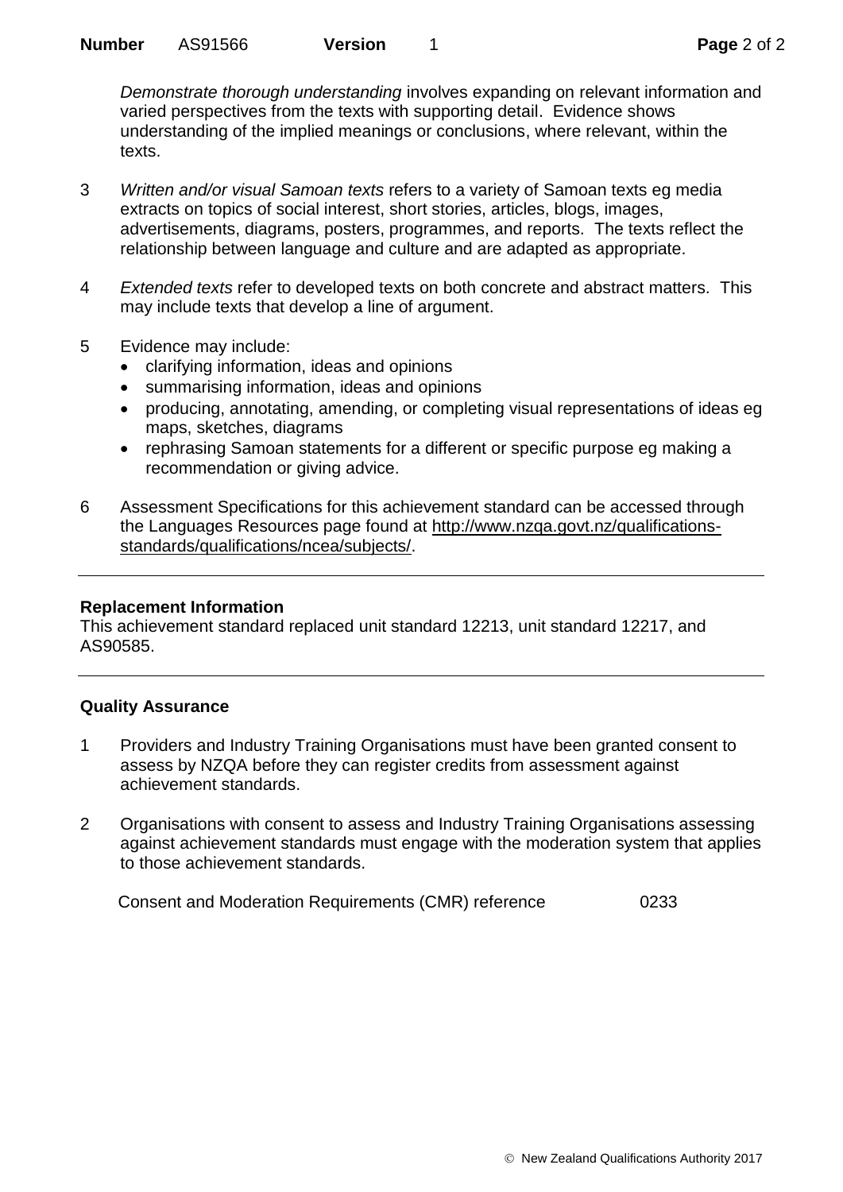*Demonstrate thorough understanding* involves expanding on relevant information and varied perspectives from the texts with supporting detail. Evidence shows understanding of the implied meanings or conclusions, where relevant, within the texts.

3. *Written and/or visual Samoan texts* refers to a variety of Samoan texts eg media extracts on topics of social interest, short stories, articles, blogs, images, advertisements, diagrams, posters, programmes, and reports. The texts reflect the relationship between language and culture and are adapted as appropriate.

4. *Extended texts* refer to developed texts on both concrete and abstract matters. This may include texts that develop a line of argument.

5. Evidence may include:
   - clarifying information, ideas and opinions
   - summarising information, ideas and opinions
   - producing, annotating, amending, or completing visual representations of ideas eg maps, sketches, diagrams
   - rephrasing Samoan statements for a different or specific purpose eg making a recommendation or giving advice.

6. Assessment Specifications for this achievement standard can be accessed through the Languages Resources page found at http://www.nzqa.govt.nz/qualifications-standards/qualifications/ncea/subjects/.

---

**Replacement Information**

This achievement standard replaced unit standard 12213, unit standard 12217, and AS90585.

---

**Quality Assurance**

1. Providers and Industry Training Organisations must have been granted consent to assess by NZQA before they can register credits from assessment against achievement standards.

2. Organisations with consent to assess and Industry Training Organisations assessing against achievement standards must engage with the moderation system that applies to those achievement standards.

Consent and Moderation Requirements (CMR) reference 0233

© New Zealand Qualifications Authority 2017